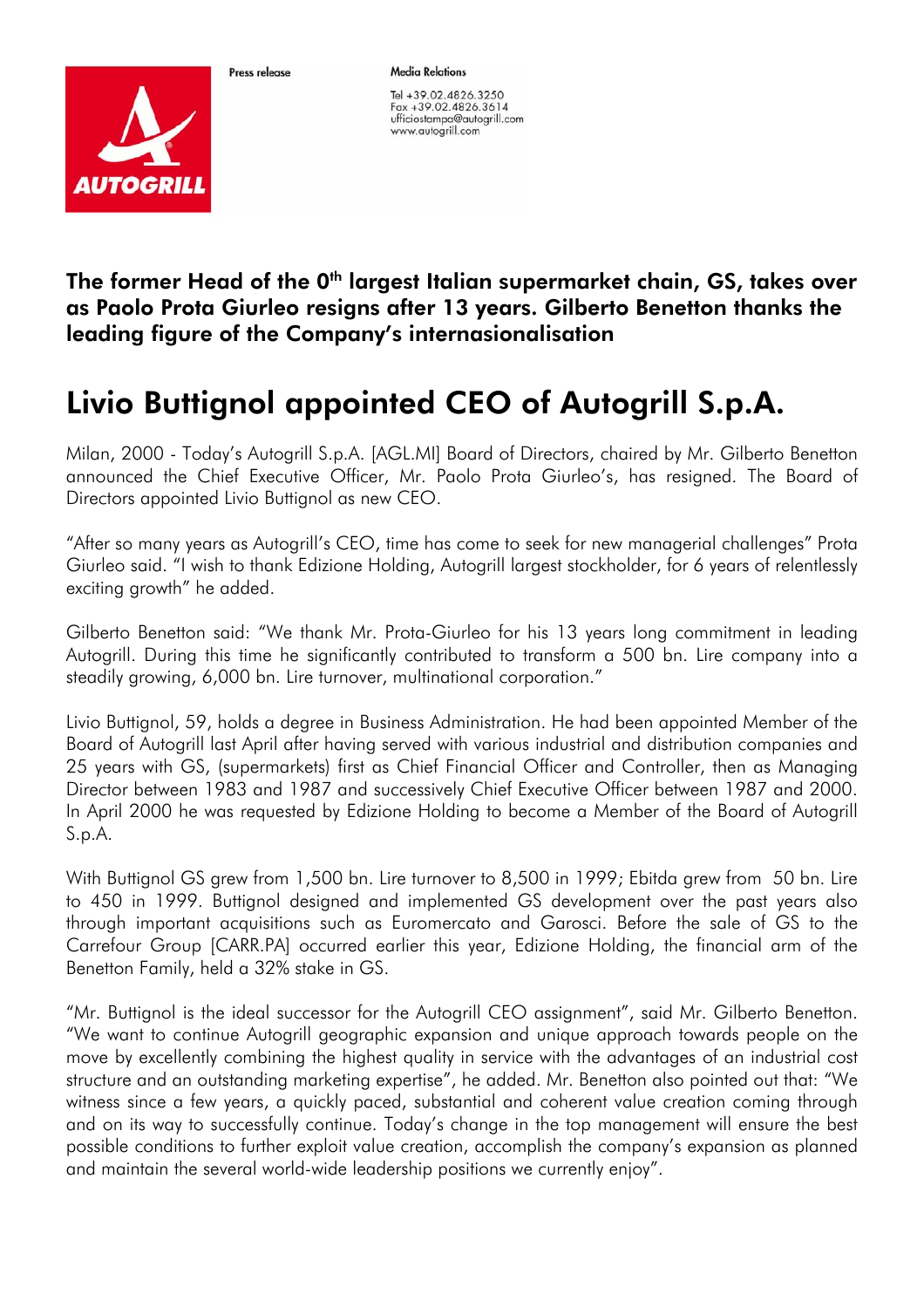Press release

**Media Relations**

Tel +39.02.4826.3250
Fax +39.02.4826.3614
ufficiostampa@autogrill.com
www.autogrill.com

**The former Head of the 0th largest Italian supermarket chain, GS, takes over as Paolo Prota Giurleo resigns after 13 years. Gilberto Benetton thanks the leading figure of the Company's internasionalisation**

# Livio Buttignol appointed CEO of Autogrill S.p.A.

Milan, 2000 - Today's Autogrill S.p.A. [AGL.MI] Board of Directors, chaired by Mr. Gilberto Benetton announced the Chief Executive Officer, Mr. Paolo Prota Giurleo's, has resigned. The Board of Directors appointed Livio Buttignol as new CEO.

"After so many years as Autogrill's CEO, time has come to seek for new managerial challenges" Prota Giurleo said. "I wish to thank Edizione Holding, Autogrill largest stockholder, for 6 years of relentlessly exciting growth" he added.

Gilberto Benetton said: "We thank Mr. Prota-Giurleo for his 13 years long commitment in leading Autogrill. During this time he significantly contributed to transform a 500 bn. Lire company into a steadily growing, 6,000 bn. Lire turnover, multinational corporation."

Livio Buttignol, 59, holds a degree in Business Administration. He had been appointed Member of the Board of Autogrill last April after having served with various industrial and distribution companies and 25 years with GS, (supermarkets) first as Chief Financial Officer and Controller, then as Managing Director between 1983 and 1987 and successively Chief Executive Officer between 1987 and 2000. In April 2000 he was requested by Edizione Holding to become a Member of the Board of Autogrill S.p.A.

With Buttignol GS grew from 1,500 bn. Lire turnover to 8,500 in 1999; Ebitda grew from 50 bn. Lire to 450 in 1999. Buttignol designed and implemented GS development over the past years also through important acquisitions such as Euromercato and Garosci. Before the sale of GS to the Carrefour Group [CARR.PA] occurred earlier this year, Edizione Holding, the financial arm of the Benetton Family, held a 32% stake in GS.

"Mr. Buttignol is the ideal successor for the Autogrill CEO assignment", said Mr. Gilberto Benetton. "We want to continue Autogrill geographic expansion and unique approach towards people on the move by excellently combining the highest quality in service with the advantages of an industrial cost structure and an outstanding marketing expertise", he added. Mr. Benetton also pointed out that: "We witness since a few years, a quickly paced, substantial and coherent value creation coming through and on its way to successfully continue. Today's change in the top management will ensure the best possible conditions to further exploit value creation, accomplish the company's expansion as planned and maintain the several world-wide leadership positions we currently enjoy".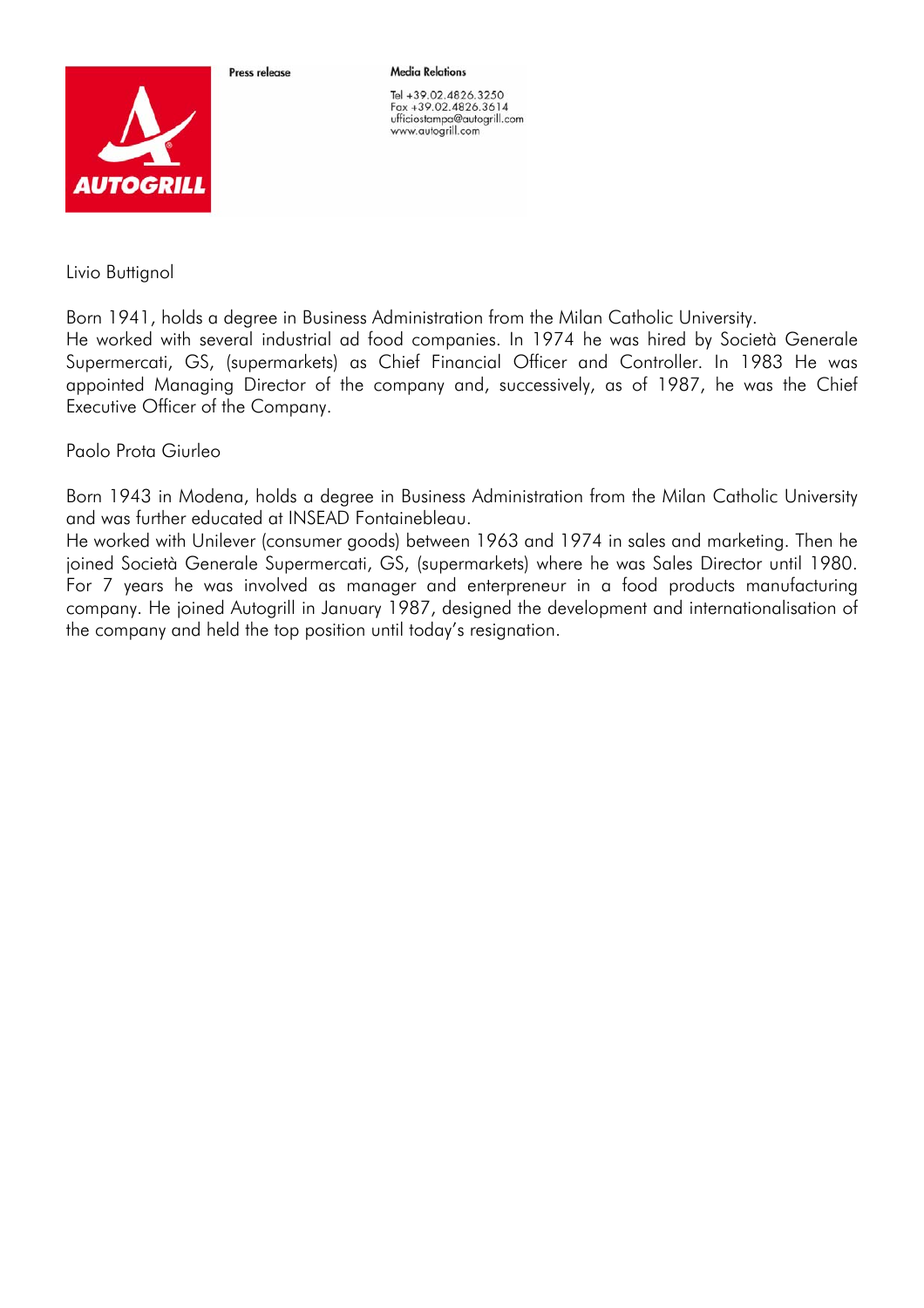Press release

**Media Relations**

Tel +39.02.4826.3250
Fax +39.02.4826.3614
ufficiostampa@autogrill.com
www.autogrill.com

Livio Buttignol

Born 1941, holds a degree in Business Administration from the Milan Catholic University.
He worked with several industrial ad food companies. In 1974 he was hired by Società Generale Supermercati, GS, (supermarkets) as Chief Financial Officer and Controller. In 1983 He was appointed Managing Director of the company and, successively, as of 1987, he was the Chief Executive Officer of the Company.

Paolo Prota Giurleo

Born 1943 in Modena, holds a degree in Business Administration from the Milan Catholic University and was further educated at INSEAD Fontainebleau.
He worked with Unilever (consumer goods) between 1963 and 1974 in sales and marketing. Then he joined Società Generale Supermercati, GS, (supermarkets) where he was Sales Director until 1980. For 7 years he was involved as manager and enterpreneur in a food products manufacturing company. He joined Autogrill in January 1987, designed the development and internationalisation of the company and held the top position until today's resignation.